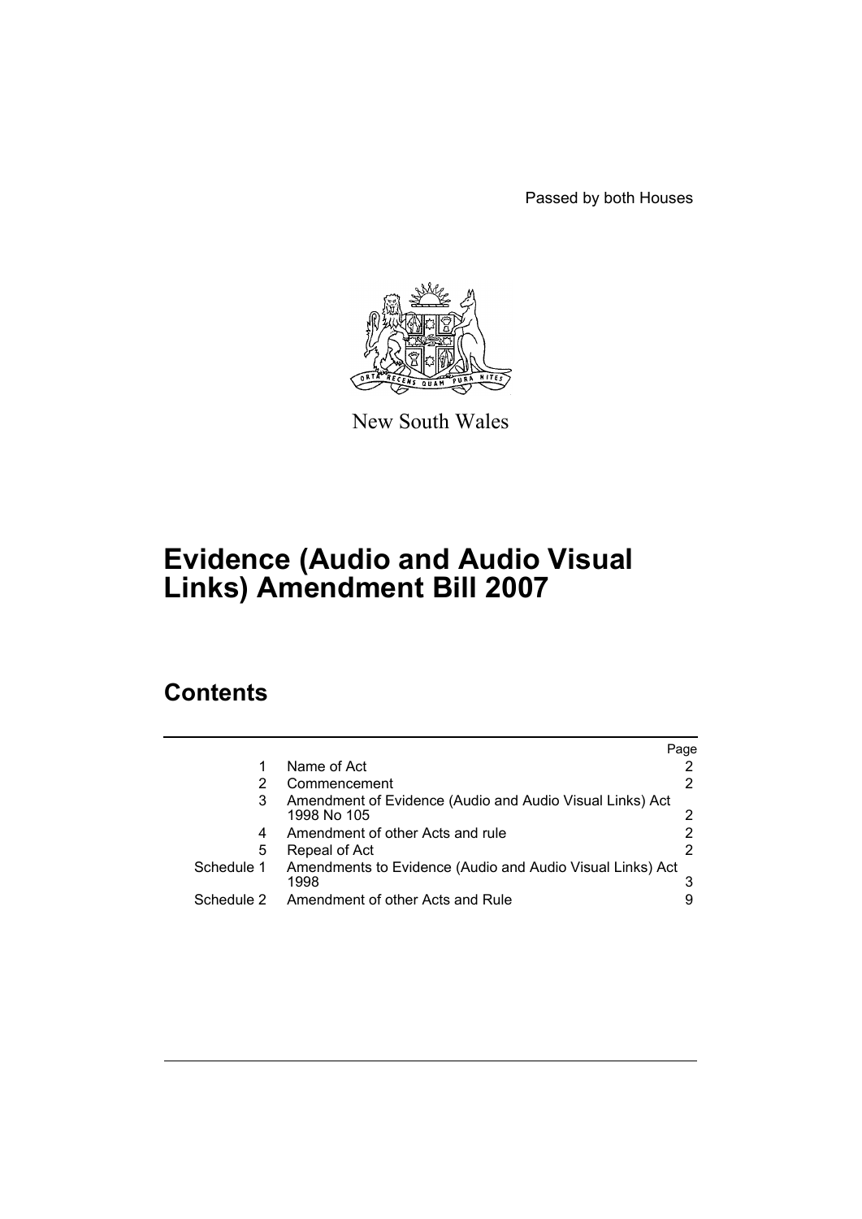Passed by both Houses

New South Wales

# Evidence (Audio and Audio Visual Links) Amendment Bill 2007

## Contents

| | | Page |
|---|---|---|
| 1 | Name of Act | 2 |
| 2 | Commencement | 2 |
| 3 | Amendment of Evidence (Audio and Audio Visual Links) Act 1998 No 105 | 2 |
| 4 | Amendment of other Acts and rule | 2 |
| 5 | Repeal of Act | 2 |
| Schedule 1 | Amendments to Evidence (Audio and Audio Visual Links) Act 1998 | 3 |
| Schedule 2 | Amendment of other Acts and Rule | 9 |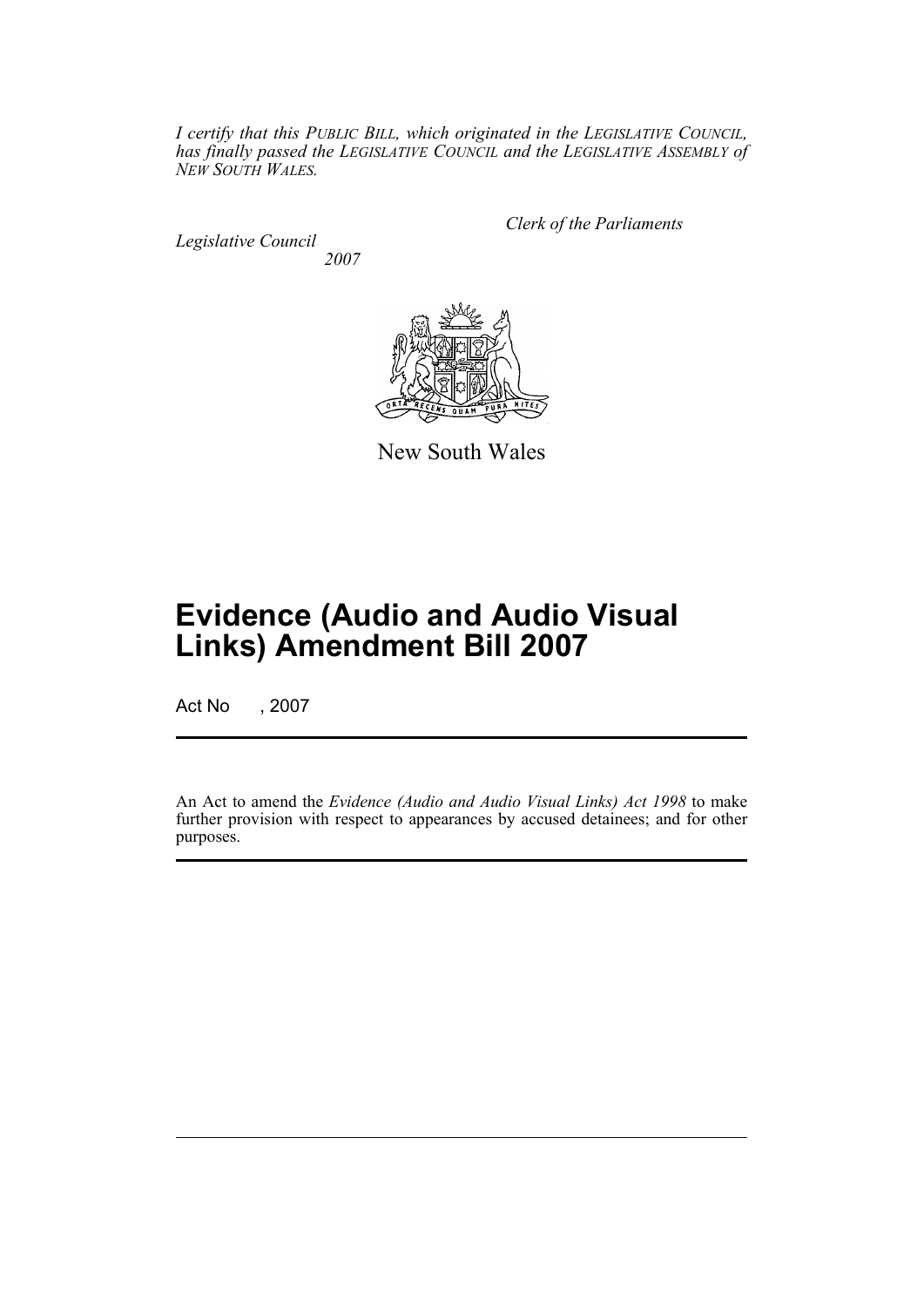*I certify that this PUBLIC BILL, which originated in the LEGISLATIVE COUNCIL, has finally passed the LEGISLATIVE COUNCIL and the LEGISLATIVE ASSEMBLY of NEW SOUTH WALES.*

*Clerk of the Parliaments*

*Legislative Council*
*2007*

New South Wales

# Evidence (Audio and Audio Visual Links) Amendment Bill 2007

Act No , 2007

An Act to amend the *Evidence (Audio and Audio Visual Links) Act 1998* to make further provision with respect to appearances by accused detainees; and for other purposes.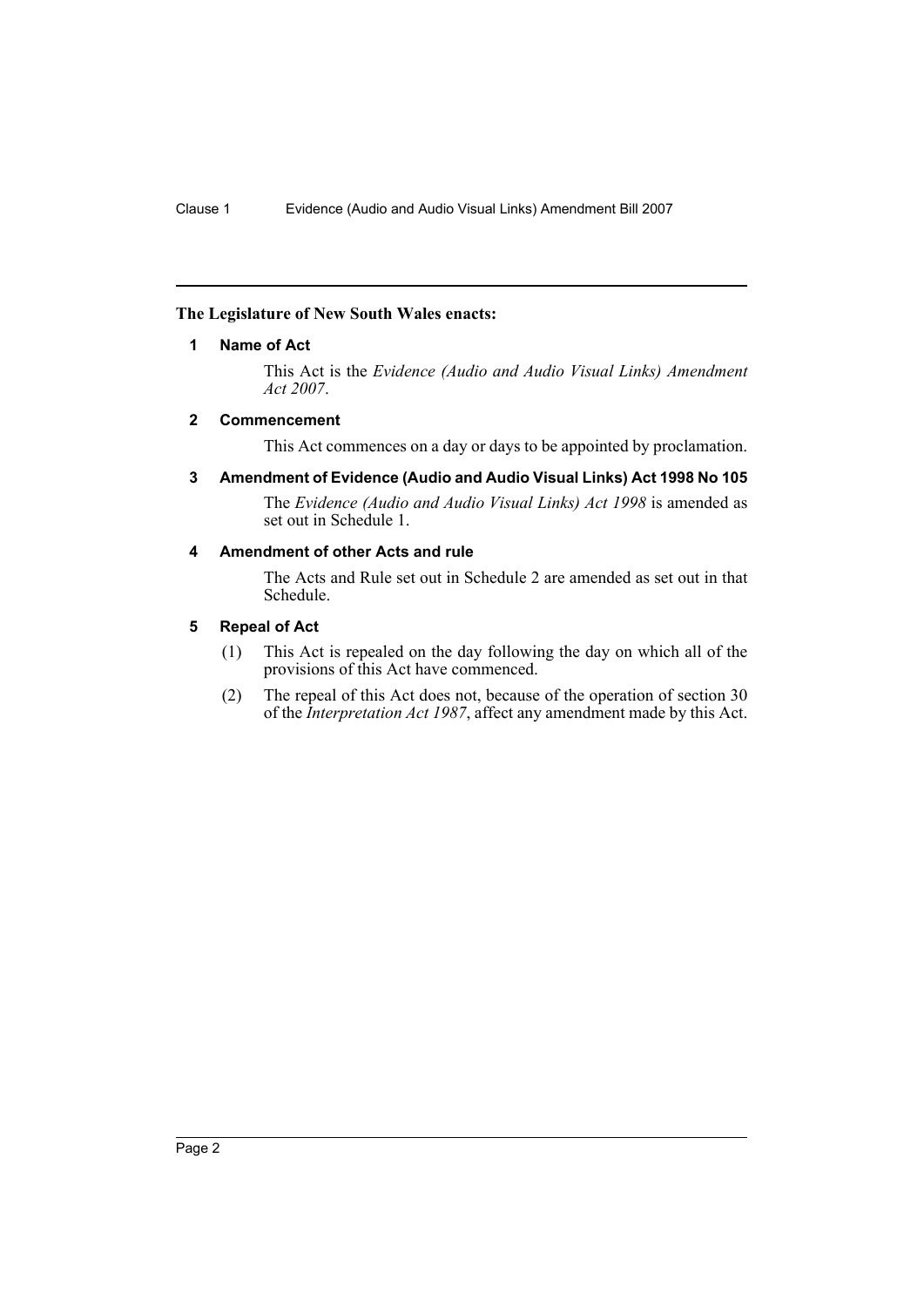**The Legislature of New South Wales enacts:**

### 1 Name of Act

This Act is the *Evidence (Audio and Audio Visual Links) Amendment Act 2007*.

### 2 Commencement

This Act commences on a day or days to be appointed by proclamation.

### 3 Amendment of Evidence (Audio and Audio Visual Links) Act 1998 No 105

The *Evidence (Audio and Audio Visual Links) Act 1998* is amended as set out in Schedule 1.

### 4 Amendment of other Acts and rule

The Acts and Rule set out in Schedule 2 are amended as set out in that Schedule.

### 5 Repeal of Act

(1) This Act is repealed on the day following the day on which all of the provisions of this Act have commenced.

(2) The repeal of this Act does not, because of the operation of section 30 of the *Interpretation Act 1987*, affect any amendment made by this Act.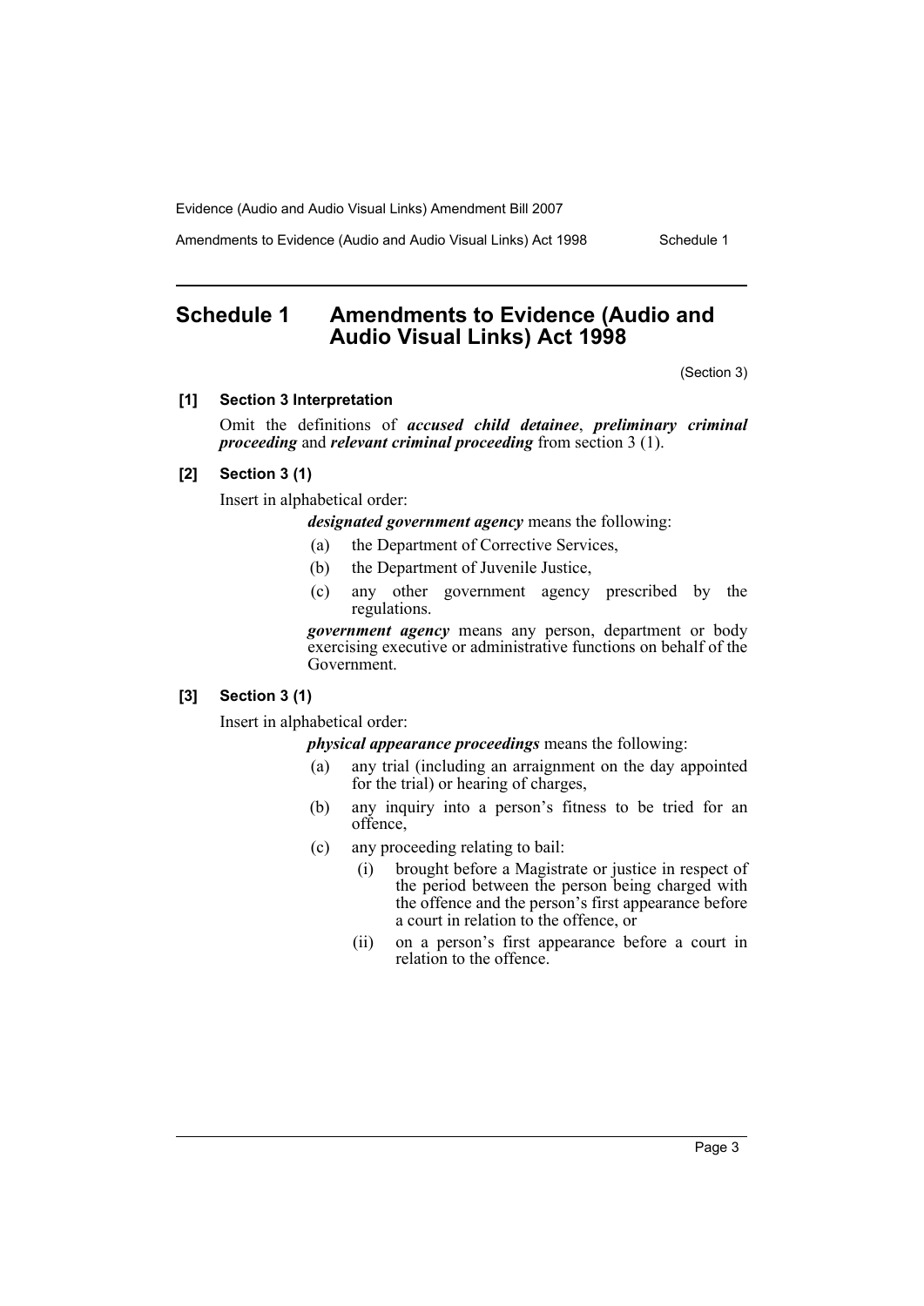## Schedule 1 Amendments to Evidence (Audio and Audio Visual Links) Act 1998

(Section 3)

**[1] Section 3 Interpretation**

Omit the definitions of ***accused child detainee***, ***preliminary criminal proceeding*** and ***relevant criminal proceeding*** from section 3 (1).

**[2] Section 3 (1)**

Insert in alphabetical order:

> ***designated government agency*** means the following:
>
> (a) the Department of Corrective Services,
>
> (b) the Department of Juvenile Justice,
>
> (c) any other government agency prescribed by the regulations.
>
> ***government agency*** means any person, department or body exercising executive or administrative functions on behalf of the Government.

**[3] Section 3 (1)**

Insert in alphabetical order:

> ***physical appearance proceedings*** means the following:
>
> (a) any trial (including an arraignment on the day appointed for the trial) or hearing of charges,
>
> (b) any inquiry into a person's fitness to be tried for an offence,
>
> (c) any proceeding relating to bail:
>
> (i) brought before a Magistrate or justice in respect of the period between the person being charged with the offence and the person's first appearance before a court in relation to the offence, or
>
> (ii) on a person's first appearance before a court in relation to the offence.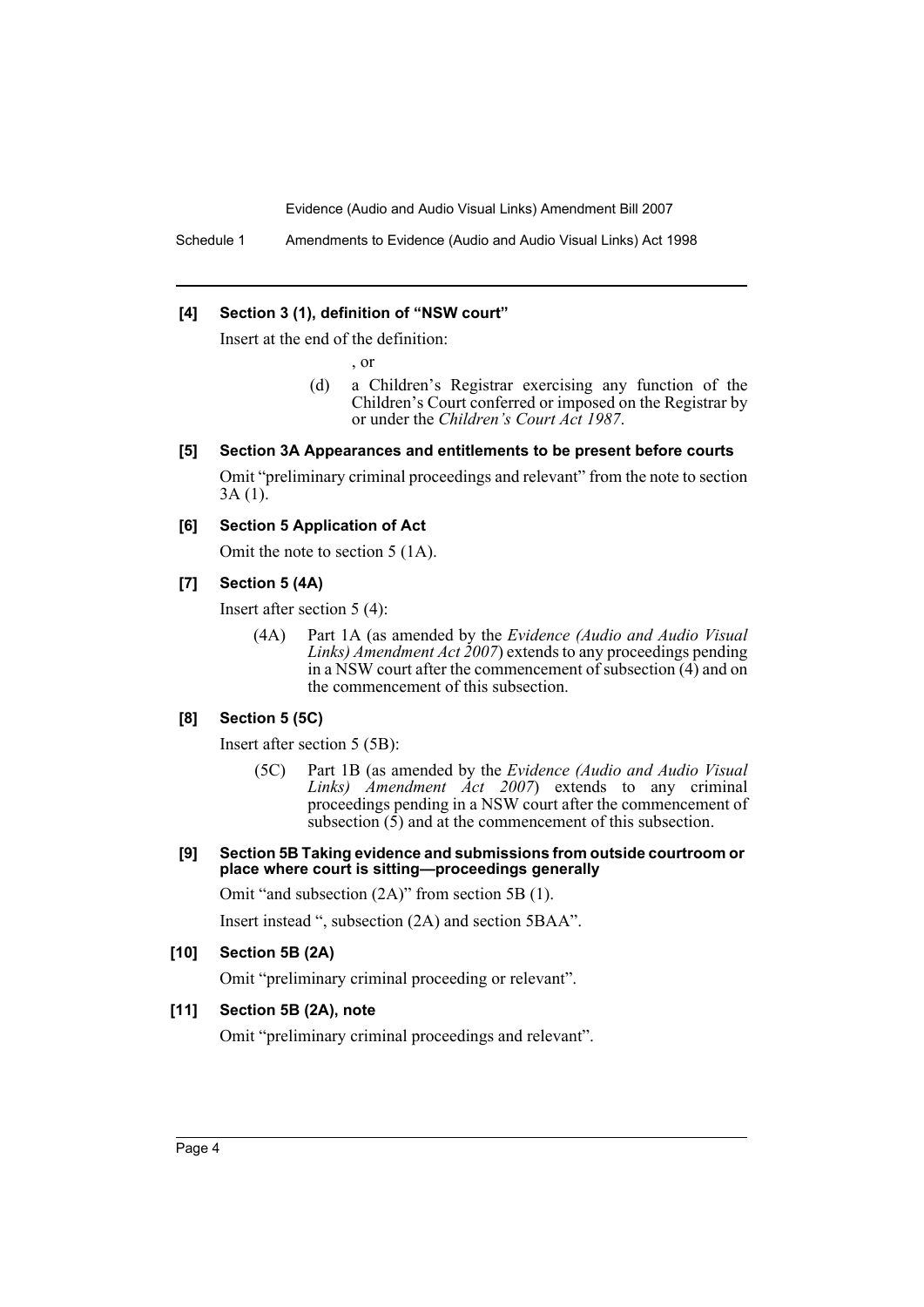**[4] Section 3 (1), definition of "NSW court"**

Insert at the end of the definition:

, or

(d) a Children's Registrar exercising any function of the Children's Court conferred or imposed on the Registrar by or under the *Children's Court Act 1987*.

**[5] Section 3A Appearances and entitlements to be present before courts**

Omit "preliminary criminal proceedings and relevant" from the note to section 3A (1).

**[6] Section 5 Application of Act**

Omit the note to section 5 (1A).

**[7] Section 5 (4A)**

Insert after section 5 (4):

(4A) Part 1A (as amended by the *Evidence (Audio and Audio Visual Links) Amendment Act 2007*) extends to any proceedings pending in a NSW court after the commencement of subsection (4) and on the commencement of this subsection.

**[8] Section 5 (5C)**

Insert after section 5 (5B):

(5C) Part 1B (as amended by the *Evidence (Audio and Audio Visual Links) Amendment Act 2007*) extends to any criminal proceedings pending in a NSW court after the commencement of subsection (5) and at the commencement of this subsection.

**[9] Section 5B Taking evidence and submissions from outside courtroom or place where court is sitting—proceedings generally**

Omit "and subsection (2A)" from section 5B (1).

Insert instead ", subsection (2A) and section 5BAA".

**[10] Section 5B (2A)**

Omit "preliminary criminal proceeding or relevant".

**[11] Section 5B (2A), note**

Omit "preliminary criminal proceedings and relevant".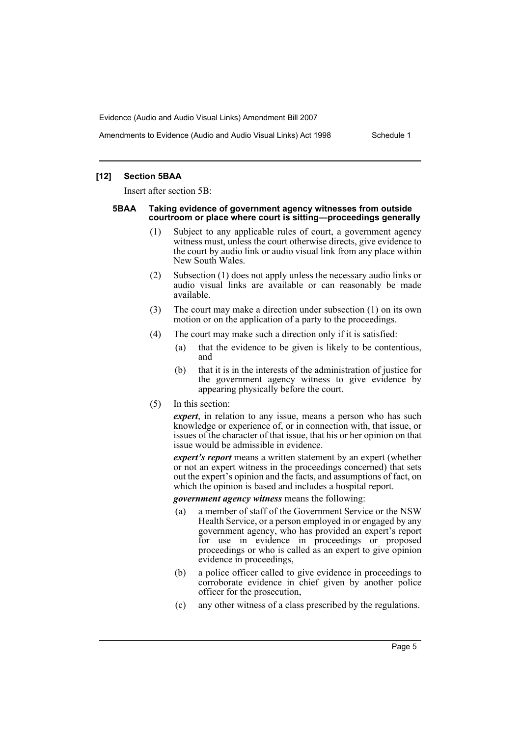### [12] Section 5BAA

Insert after section 5B:

#### 5BAA Taking evidence of government agency witnesses from outside courtroom or place where court is sitting—proceedings generally

(1) Subject to any applicable rules of court, a government agency witness must, unless the court otherwise directs, give evidence to the court by audio link or audio visual link from any place within New South Wales.

(2) Subsection (1) does not apply unless the necessary audio links or audio visual links are available or can reasonably be made available.

(3) The court may make a direction under subsection (1) on its own motion or on the application of a party to the proceedings.

(4) The court may make such a direction only if it is satisfied:

- (a) that the evidence to be given is likely to be contentious, and
- (b) that it is in the interests of the administration of justice for the government agency witness to give evidence by appearing physically before the court.

(5) In this section:

***expert***, in relation to any issue, means a person who has such knowledge or experience of, or in connection with, that issue, or issues of the character of that issue, that his or her opinion on that issue would be admissible in evidence.

***expert's report*** means a written statement by an expert (whether or not an expert witness in the proceedings concerned) that sets out the expert's opinion and the facts, and assumptions of fact, on which the opinion is based and includes a hospital report.

***government agency witness*** means the following:

- (a) a member of staff of the Government Service or the NSW Health Service, or a person employed in or engaged by any government agency, who has provided an expert's report for use in evidence in proceedings or proposed proceedings or who is called as an expert to give opinion evidence in proceedings,
- (b) a police officer called to give evidence in proceedings to corroborate evidence in chief given by another police officer for the prosecution,
- (c) any other witness of a class prescribed by the regulations.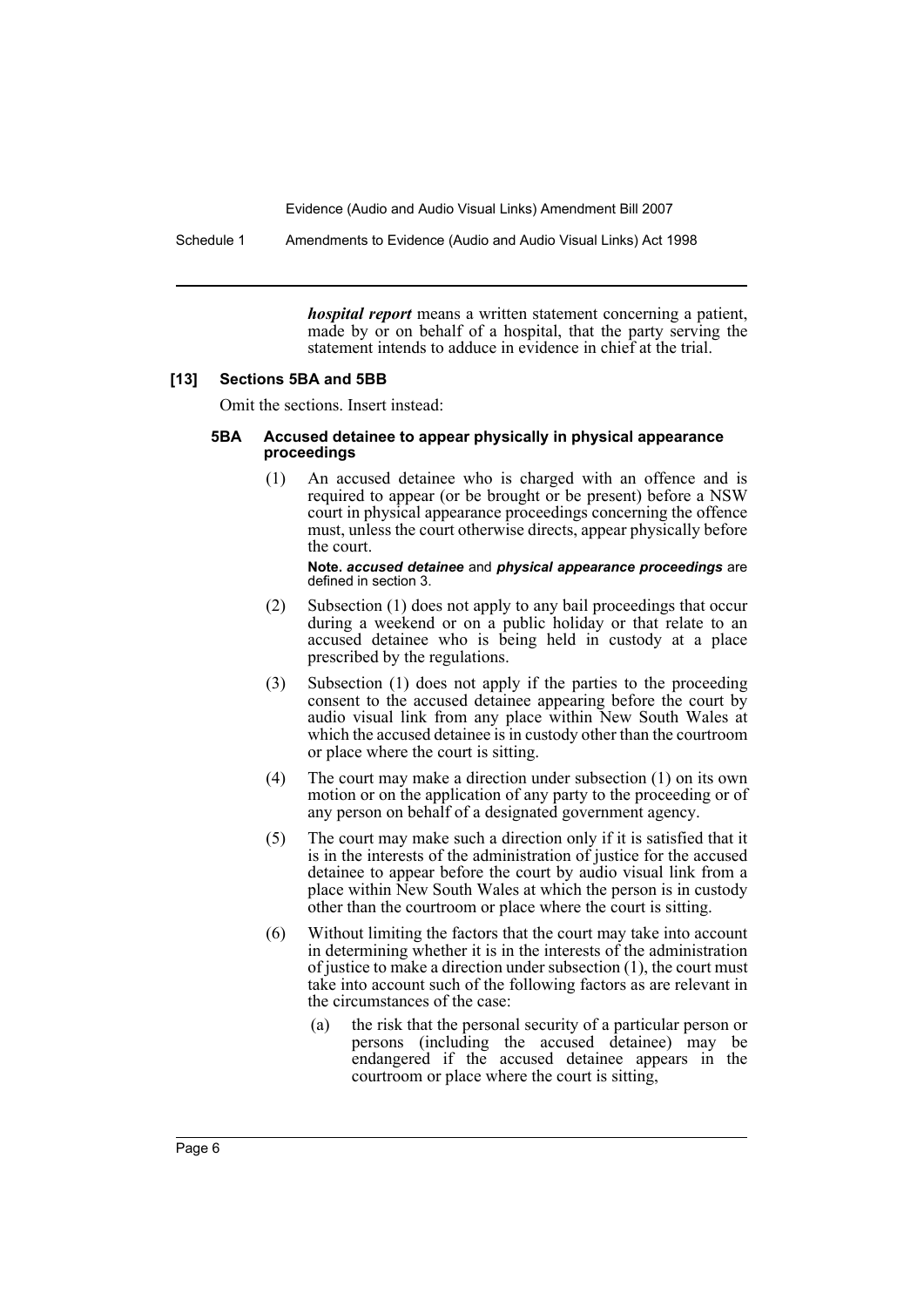***hospital report*** means a written statement concerning a patient, made by or on behalf of a hospital, that the party serving the statement intends to adduce in evidence in chief at the trial.

#### [13] Sections 5BA and 5BB

Omit the sections. Insert instead:

##### 5BA Accused detainee to appear physically in physical appearance proceedings

(1) An accused detainee who is charged with an offence and is required to appear (or be brought or be present) before a NSW court in physical appearance proceedings concerning the offence must, unless the court otherwise directs, appear physically before the court.

**Note.** ***accused detainee*** and ***physical appearance proceedings*** are defined in section 3.

(2) Subsection (1) does not apply to any bail proceedings that occur during a weekend or on a public holiday or that relate to an accused detainee who is being held in custody at a place prescribed by the regulations.

(3) Subsection (1) does not apply if the parties to the proceeding consent to the accused detainee appearing before the court by audio visual link from any place within New South Wales at which the accused detainee is in custody other than the courtroom or place where the court is sitting.

(4) The court may make a direction under subsection (1) on its own motion or on the application of any party to the proceeding or of any person on behalf of a designated government agency.

(5) The court may make such a direction only if it is satisfied that it is in the interests of the administration of justice for the accused detainee to appear before the court by audio visual link from a place within New South Wales at which the person is in custody other than the courtroom or place where the court is sitting.

(6) Without limiting the factors that the court may take into account in determining whether it is in the interests of the administration of justice to make a direction under subsection (1), the court must take into account such of the following factors as are relevant in the circumstances of the case:

(a) the risk that the personal security of a particular person or persons (including the accused detainee) may be endangered if the accused detainee appears in the courtroom or place where the court is sitting,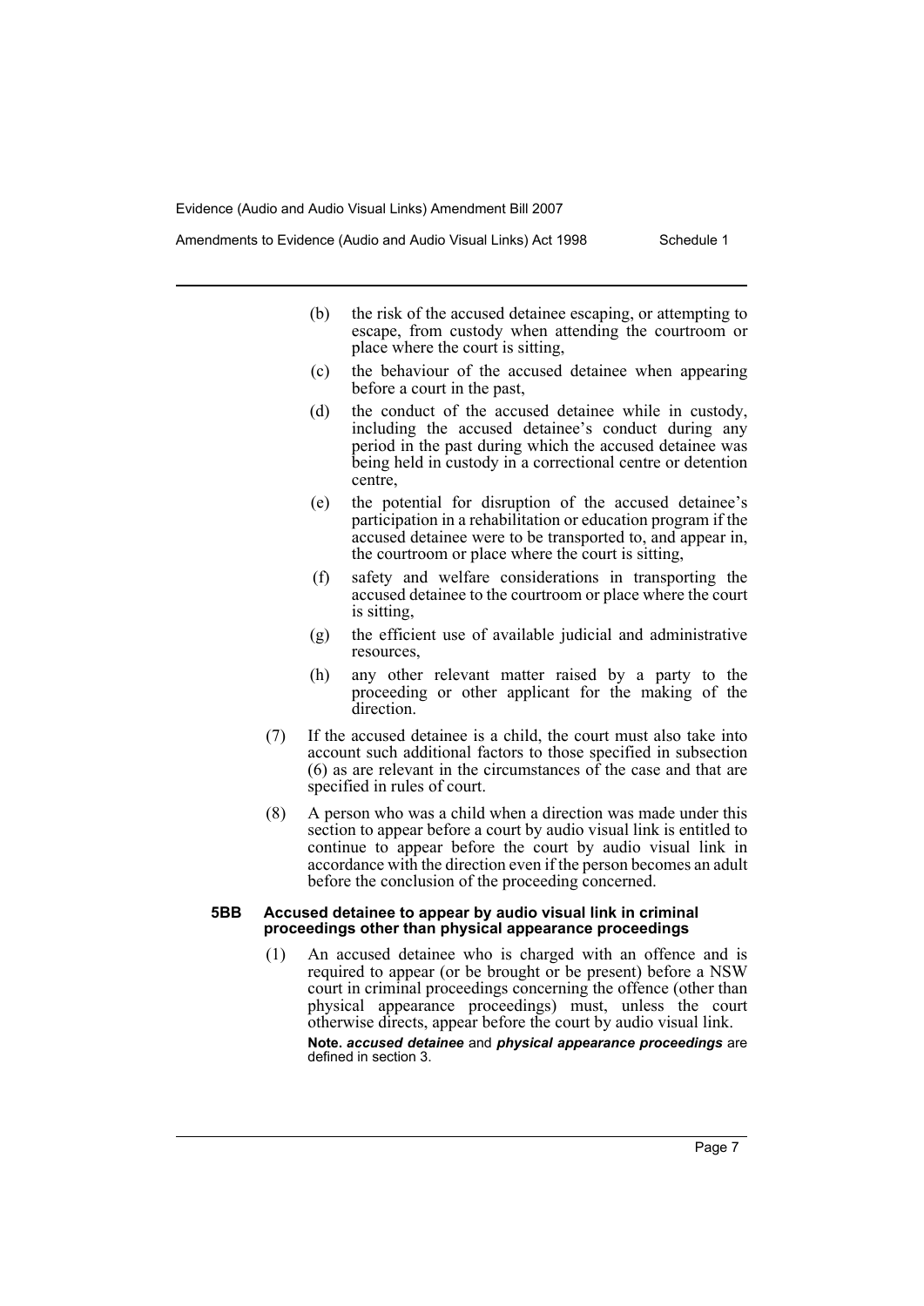(b) the risk of the accused detainee escaping, or attempting to escape, from custody when attending the courtroom or place where the court is sitting,

(c) the behaviour of the accused detainee when appearing before a court in the past,

(d) the conduct of the accused detainee while in custody, including the accused detainee's conduct during any period in the past during which the accused detainee was being held in custody in a correctional centre or detention centre,

(e) the potential for disruption of the accused detainee's participation in a rehabilitation or education program if the accused detainee were to be transported to, and appear in, the courtroom or place where the court is sitting,

(f) safety and welfare considerations in transporting the accused detainee to the courtroom or place where the court is sitting,

(g) the efficient use of available judicial and administrative resources,

(h) any other relevant matter raised by a party to the proceeding or other applicant for the making of the direction.

(7) If the accused detainee is a child, the court must also take into account such additional factors to those specified in subsection (6) as are relevant in the circumstances of the case and that are specified in rules of court.

(8) A person who was a child when a direction was made under this section to appear before a court by audio visual link is entitled to continue to appear before the court by audio visual link in accordance with the direction even if the person becomes an adult before the conclusion of the proceeding concerned.

**5BB Accused detainee to appear by audio visual link in criminal proceedings other than physical appearance proceedings**

(1) An accused detainee who is charged with an offence and is required to appear (or be brought or be present) before a NSW court in criminal proceedings concerning the offence (other than physical appearance proceedings) must, unless the court otherwise directs, appear before the court by audio visual link.

**Note.** ***accused detainee*** and ***physical appearance proceedings*** are defined in section 3.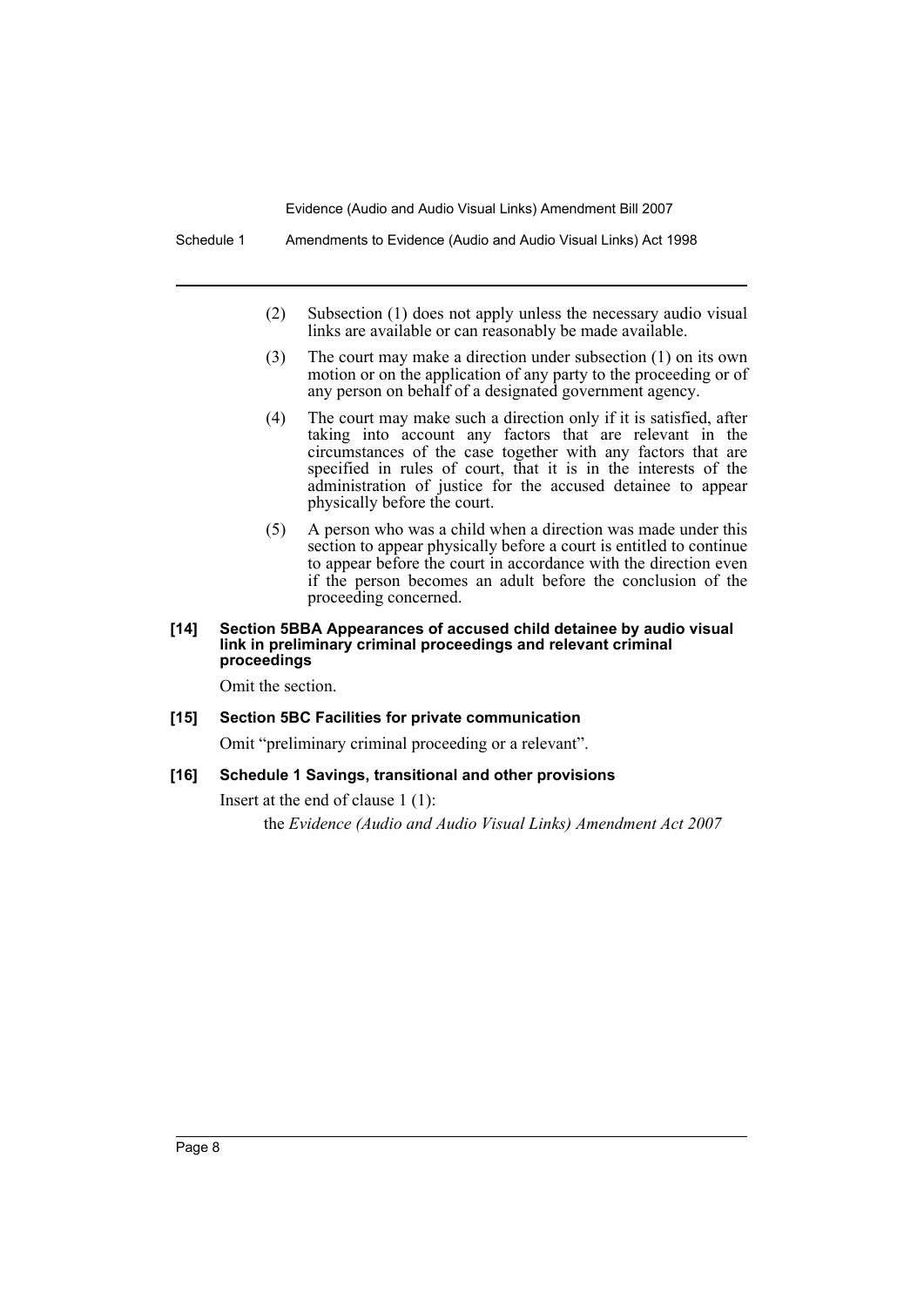(2) Subsection (1) does not apply unless the necessary audio visual links are available or can reasonably be made available.

(3) The court may make a direction under subsection (1) on its own motion or on the application of any party to the proceeding or of any person on behalf of a designated government agency.

(4) The court may make such a direction only if it is satisfied, after taking into account any factors that are relevant in the circumstances of the case together with any factors that are specified in rules of court, that it is in the interests of the administration of justice for the accused detainee to appear physically before the court.

(5) A person who was a child when a direction was made under this section to appear physically before a court is entitled to continue to appear before the court in accordance with the direction even if the person becomes an adult before the conclusion of the proceeding concerned.

**[14] Section 5BBA Appearances of accused child detainee by audio visual link in preliminary criminal proceedings and relevant criminal proceedings**

Omit the section.

**[15] Section 5BC Facilities for private communication**

Omit "preliminary criminal proceeding or a relevant".

**[16] Schedule 1 Savings, transitional and other provisions**

Insert at the end of clause 1 (1):

the *Evidence (Audio and Audio Visual Links) Amendment Act 2007*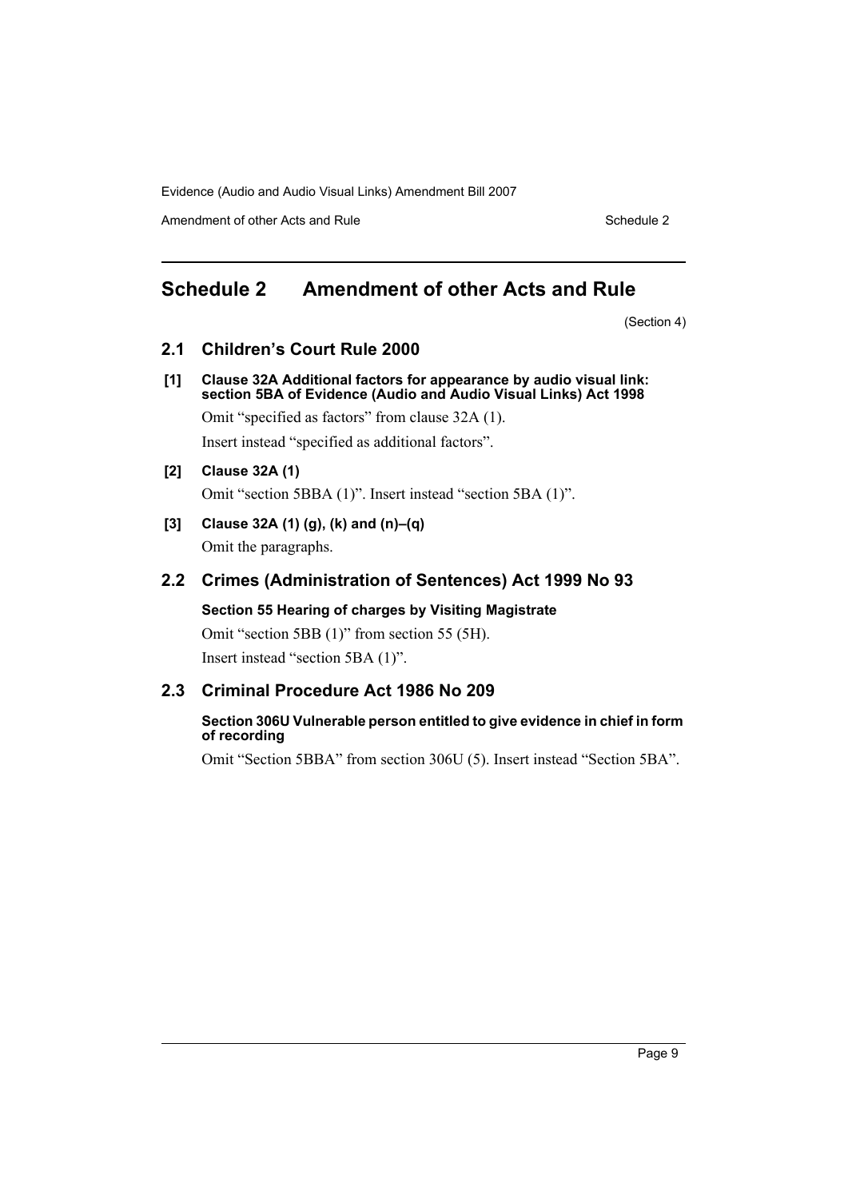# Schedule 2 Amendment of other Acts and Rule

(Section 4)

## 2.1 Children's Court Rule 2000

**[1] Clause 32A Additional factors for appearance by audio visual link: section 5BA of Evidence (Audio and Audio Visual Links) Act 1998**

Omit "specified as factors" from clause 32A (1).

Insert instead "specified as additional factors".

**[2] Clause 32A (1)**

Omit "section 5BBA (1)". Insert instead "section 5BA (1)".

**[3] Clause 32A (1) (g), (k) and (n)–(q)**

Omit the paragraphs.

## 2.2 Crimes (Administration of Sentences) Act 1999 No 93

**Section 55 Hearing of charges by Visiting Magistrate**

Omit "section 5BB (1)" from section 55 (5H).

Insert instead "section 5BA (1)".

## 2.3 Criminal Procedure Act 1986 No 209

**Section 306U Vulnerable person entitled to give evidence in chief in form of recording**

Omit "Section 5BBA" from section 306U (5). Insert instead "Section 5BA".